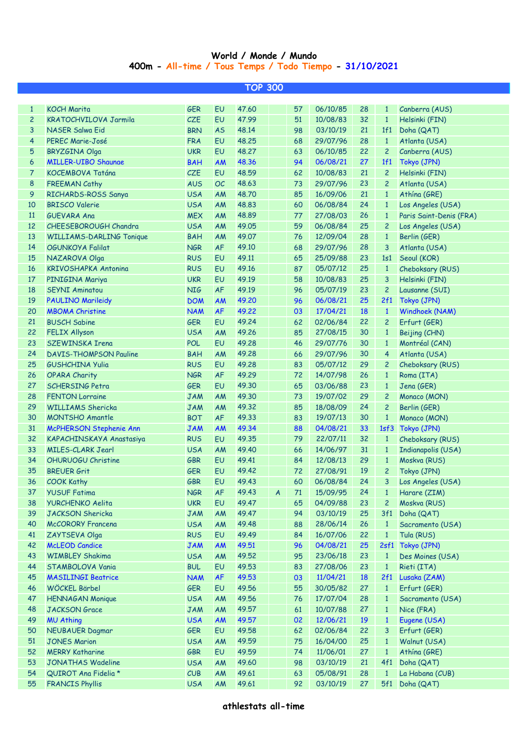# World / Monde / Mundo

## 400m - All-time / Tous Temps / Todo Tiempo - 31/10/2021

### TOP 300

| | | | | | | | | | | |
|---|---|---|---|---|---|---|---|---|---|---|
| 1 | KOCH Marita | GER | EU | 47.60 | | 57 | 06/10/85 | 28 | 1 | Canberra (AUS) |
| 2 | KRATOCHVILOVA Jarmila | CZE | EU | 47.99 | | 51 | 10/08/83 | 32 | 1 | Helsinki (FIN) |
| 3 | NASER Salwa Eid | BRN | AS | 48.14 | | 98 | 03/10/19 | 21 | 1f1 | Doha (QAT) |
| 4 | PEREC Marie-José | FRA | EU | 48.25 | | 68 | 29/07/96 | 28 | 1 | Atlanta (USA) |
| 5 | BRYZGINA Olga | UKR | EU | 48.27 | | 63 | 06/10/85 | 22 | 2 | Canberra (AUS) |
| 6 | MILLER-UIBO Shaunae | BAH | AM | 48.36 | | 94 | 06/08/21 | 27 | 1f1 | Tokyo (JPN) |
| 7 | KOCEMBOVA Tatána | CZE | EU | 48.59 | | 62 | 10/08/83 | 21 | 2 | Helsinki (FIN) |
| 8 | FREEMAN Cathy | AUS | OC | 48.63 | | 73 | 29/07/96 | 23 | 2 | Atlanta (USA) |
| 9 | RICHARDS-ROSS Sanya | USA | AM | 48.70 | | 85 | 16/09/06 | 21 | 1 | Athína (GRE) |
| 10 | BRISCO Valerie | USA | AM | 48.83 | | 60 | 06/08/84 | 24 | 1 | Los Angeles (USA) |
| 11 | GUEVARA Ana | MEX | AM | 48.89 | | 77 | 27/08/03 | 26 | 1 | Paris Saint-Denis (FRA) |
| 12 | CHEESEBOROUGH Chandra | USA | AM | 49.05 | | 59 | 06/08/84 | 25 | 2 | Los Angeles (USA) |
| 13 | WILLIAMS-DARLING Tonique | BAH | AM | 49.07 | | 76 | 12/09/04 | 28 | 1 | Berlin (GER) |
| 14 | OGUNKOYA Falilat | NGR | AF | 49.10 | | 68 | 29/07/96 | 28 | 3 | Atlanta (USA) |
| 15 | NAZAROVA Olga | RUS | EU | 49.11 | | 65 | 25/09/88 | 23 | 1s1 | Seoul (KOR) |
| 16 | KRIVOSHAPKA Antonina | RUS | EU | 49.16 | | 87 | 05/07/12 | 25 | 1 | Cheboksary (RUS) |
| 17 | PINIGINA Mariya | UKR | EU | 49.19 | | 58 | 10/08/83 | 25 | 3 | Helsinki (FIN) |
| 18 | SEYNI Aminatou | NIG | AF | 49.19 | | 96 | 05/07/19 | 23 | 2 | Lausanne (SUI) |
| 19 | PAULINO Marileidy | DOM | AM | 49.20 | | 96 | 06/08/21 | 25 | 2f1 | Tokyo (JPN) |
| 20 | MBOMA Christine | NAM | AF | 49.22 | | 03 | 17/04/21 | 18 | 1 | Windhoek (NAM) |
| 21 | BUSCH Sabine | GER | EU | 49.24 | | 62 | 02/06/84 | 22 | 2 | Erfurt (GER) |
| 22 | FELIX Allyson | USA | AM | 49.26 | | 85 | 27/08/15 | 30 | 1 | Beijing (CHN) |
| 23 | SZEWINSKA Irena | POL | EU | 49.28 | | 46 | 29/07/76 | 30 | 1 | Montréal (CAN) |
| 24 | DAVIS-THOMPSON Pauline | BAH | AM | 49.28 | | 66 | 29/07/96 | 30 | 4 | Atlanta (USA) |
| 25 | GUSHCHINA Yulia | RUS | EU | 49.28 | | 83 | 05/07/12 | 29 | 2 | Cheboksary (RUS) |
| 26 | OPARA Charity | NGR | AF | 49.29 | | 72 | 14/07/98 | 26 | 1 | Roma (ITA) |
| 27 | SCHERSING Petra | GER | EU | 49.30 | | 65 | 03/06/88 | 23 | 1 | Jena (GER) |
| 28 | FENTON Lorraine | JAM | AM | 49.30 | | 73 | 19/07/02 | 29 | 2 | Monaco (MON) |
| 29 | WILLIAMS Shericka | JAM | AM | 49.32 | | 85 | 18/08/09 | 24 | 2 | Berlin (GER) |
| 30 | MONTSHO Amantle | BOT | AF | 49.33 | | 83 | 19/07/13 | 30 | 1 | Monaco (MON) |
| 31 | McPHERSON Stephenie Ann | JAM | AM | 49.34 | | 88 | 04/08/21 | 33 | 1sf3 | Tokyo (JPN) |
| 32 | KAPACHINSKAYA Anastasiya | RUS | EU | 49.35 | | 79 | 22/07/11 | 32 | 1 | Cheboksary (RUS) |
| 33 | MILES-CLARK Jearl | USA | AM | 49.40 | | 66 | 14/06/97 | 31 | 1 | Indianapolis (USA) |
| 34 | OHURUOGU Christine | GBR | EU | 49.41 | | 84 | 12/08/13 | 29 | 1 | Moskva (RUS) |
| 35 | BREUER Grit | GER | EU | 49.42 | | 72 | 27/08/91 | 19 | 2 | Tokyo (JPN) |
| 36 | COOK Kathy | GBR | EU | 49.43 | | 60 | 06/08/84 | 24 | 3 | Los Angeles (USA) |
| 37 | YUSUF Fatima | NGR | AF | 49.43 | A | 71 | 15/09/95 | 24 | 1 | Harare (ZIM) |
| 38 | YURCHENKO Aelita | UKR | EU | 49.47 | | 65 | 04/09/88 | 23 | 2 | Moskva (RUS) |
| 39 | JACKSON Shericka | JAM | AM | 49.47 | | 94 | 03/10/19 | 25 | 3f1 | Doha (QAT) |
| 40 | McCORORY Francena | USA | AM | 49.48 | | 88 | 28/06/14 | 26 | 1 | Sacramento (USA) |
| 41 | ZAYTSEVA Olga | RUS | EU | 49.49 | | 84 | 16/07/06 | 22 | 1 | Tula (RUS) |
| 42 | McLEOD Candice | JAM | AM | 49.51 | | 96 | 04/08/21 | 25 | 2sf1 | Tokyo (JPN) |
| 43 | WIMBLEY Shakima | USA | AM | 49.52 | | 95 | 23/06/18 | 23 | 1 | Des Moines (USA) |
| 44 | STAMBOLOVA Vania | BUL | EU | 49.53 | | 83 | 27/08/06 | 23 | 1 | Rieti (ITA) |
| 45 | MASILINGI Beatrice | NAM | AF | 49.53 | | 03 | 11/04/21 | 18 | 2f1 | Lusaka (ZAM) |
| 46 | WÖCKEL Bärbel | GER | EU | 49.56 | | 55 | 30/05/82 | 27 | 1 | Erfurt (GER) |
| 47 | HENNAGAN Monique | USA | AM | 49.56 | | 76 | 17/07/04 | 28 | 1 | Sacramento (USA) |
| 48 | JACKSON Grace | JAM | AM | 49.57 | | 61 | 10/07/88 | 27 | 1 | Nice (FRA) |
| 49 | MU Athing | USA | AM | 49.57 | | 02 | 12/06/21 | 19 | 1 | Eugene (USA) |
| 50 | NEUBAUER Dagmar | GER | EU | 49.58 | | 62 | 02/06/84 | 22 | 3 | Erfurt (GER) |
| 51 | JONES Marion | USA | AM | 49.59 | | 75 | 16/04/00 | 25 | 1 | Walnut (USA) |
| 52 | MERRY Katharine | GBR | EU | 49.59 | | 74 | 11/06/01 | 27 | 1 | Athína (GRE) |
| 53 | JONATHAS Wadeline | USA | AM | 49.60 | | 98 | 03/10/19 | 21 | 4f1 | Doha (QAT) |
| 54 | QUIROT Ana Fidelia * | CUB | AM | 49.61 | | 63 | 05/08/91 | 28 | 1 | La Habana (CUB) |
| 55 | FRANCIS Phyllis | USA | AM | 49.61 | | 92 | 03/10/19 | 27 | 5f1 | Doha (QAT) |

**athlestats all-time**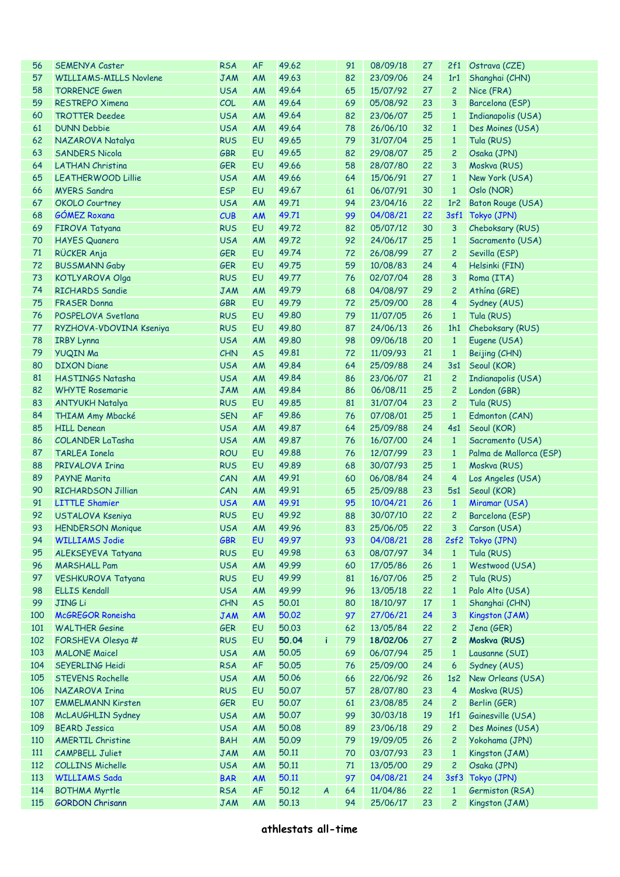| | | | | | | | | | | |
|---|---|---|---|---|---|---|---|---|---|---|
| 56 | SEMENYA Caster | RSA | AF | 49.62 | | 91 | 08/09/18 | 27 | 2f1 | Ostrava (CZE) |
| 57 | WILLIAMS-MILLS Novlene | JAM | AM | 49.63 | | 82 | 23/09/06 | 24 | 1r1 | Shanghai (CHN) |
| 58 | TORRENCE Gwen | USA | AM | 49.64 | | 65 | 15/07/92 | 27 | 2 | Nice (FRA) |
| 59 | RESTREPO Ximena | COL | AM | 49.64 | | 69 | 05/08/92 | 23 | 3 | Barcelona (ESP) |
| 60 | TROTTER Deedee | USA | AM | 49.64 | | 82 | 23/06/07 | 25 | 1 | Indianapolis (USA) |
| 61 | DUNN Debbie | USA | AM | 49.64 | | 78 | 26/06/10 | 32 | 1 | Des Moines (USA) |
| 62 | NAZAROVA Natalya | RUS | EU | 49.65 | | 79 | 31/07/04 | 25 | 1 | Tula (RUS) |
| 63 | SANDERS Nicola | GBR | EU | 49.65 | | 82 | 29/08/07 | 25 | 2 | Osaka (JPN) |
| 64 | LATHAN Christina | GER | EU | 49.66 | | 58 | 28/07/80 | 22 | 3 | Moskva (RUS) |
| 65 | LEATHERWOOD Lillie | USA | AM | 49.66 | | 64 | 15/06/91 | 27 | 1 | New York (USA) |
| 66 | MYERS Sandra | ESP | EU | 49.67 | | 61 | 06/07/91 | 30 | 1 | Oslo (NOR) |
| 67 | OKOLO Courtney | USA | AM | 49.71 | | 94 | 23/04/16 | 22 | 1r2 | Baton Rouge (USA) |
| 68 | GÓMEZ Roxana | CUB | AM | 49.71 | | 99 | 04/08/21 | 22 | 3sf1 | Tokyo (JPN) |
| 69 | FIROVA Tatyana | RUS | EU | 49.72 | | 82 | 05/07/12 | 30 | 3 | Cheboksary (RUS) |
| 70 | HAYES Quanera | USA | AM | 49.72 | | 92 | 24/06/17 | 25 | 1 | Sacramento (USA) |
| 71 | RÜCKER Anja | GER | EU | 49.74 | | 72 | 26/08/99 | 27 | 2 | Sevilla (ESP) |
| 72 | BUSSMANN Gaby | GER | EU | 49.75 | | 59 | 10/08/83 | 24 | 4 | Helsinki (FIN) |
| 73 | KOTLYAROVA Olga | RUS | EU | 49.77 | | 76 | 02/07/04 | 28 | 3 | Roma (ITA) |
| 74 | RICHARDS Sandie | JAM | AM | 49.79 | | 68 | 04/08/97 | 29 | 2 | Athína (GRE) |
| 75 | FRASER Donna | GBR | EU | 49.79 | | 72 | 25/09/00 | 28 | 4 | Sydney (AUS) |
| 76 | POSPELOVA Svetlana | RUS | EU | 49.80 | | 79 | 11/07/05 | 26 | 1 | Tula (RUS) |
| 77 | RYZHOVA-VDOVINA Kseniya | RUS | EU | 49.80 | | 87 | 24/06/13 | 26 | 1h1 | Cheboksary (RUS) |
| 78 | IRBY Lynna | USA | AM | 49.80 | | 98 | 09/06/18 | 20 | 1 | Eugene (USA) |
| 79 | YUQIN Ma | CHN | AS | 49.81 | | 72 | 11/09/93 | 21 | 1 | Beijing (CHN) |
| 80 | DIXON Diane | USA | AM | 49.84 | | 64 | 25/09/88 | 24 | 3s1 | Seoul (KOR) |
| 81 | HASTINGS Natasha | USA | AM | 49.84 | | 86 | 23/06/07 | 21 | 2 | Indianapolis (USA) |
| 82 | WHYTE Rosemarie | JAM | AM | 49.84 | | 86 | 06/08/11 | 25 | 2 | London (GBR) |
| 83 | ANTYUKH Natalya | RUS | EU | 49.85 | | 81 | 31/07/04 | 23 | 2 | Tula (RUS) |
| 84 | THIAM Amy Mbacké | SEN | AF | 49.86 | | 76 | 07/08/01 | 25 | 1 | Edmonton (CAN) |
| 85 | HILL Denean | USA | AM | 49.87 | | 64 | 25/09/88 | 24 | 4s1 | Seoul (KOR) |
| 86 | COLANDER LaTasha | USA | AM | 49.87 | | 76 | 16/07/00 | 24 | 1 | Sacramento (USA) |
| 87 | TARLEA Ionela | ROU | EU | 49.88 | | 76 | 12/07/99 | 23 | 1 | Palma de Mallorca (ESP) |
| 88 | PRIVALOVA Irina | RUS | EU | 49.89 | | 68 | 30/07/93 | 25 | 1 | Moskva (RUS) |
| 89 | PAYNE Marita | CAN | AM | 49.91 | | 60 | 06/08/84 | 24 | 4 | Los Angeles (USA) |
| 90 | RICHARDSON Jillian | CAN | AM | 49.91 | | 65 | 25/09/88 | 23 | 5s1 | Seoul (KOR) |
| 91 | LITTLE Shamier | USA | AM | 49.91 | | 95 | 10/04/21 | 26 | 1 | Miramar (USA) |
| 92 | USTALOVA Kseniya | RUS | EU | 49.92 | | 88 | 30/07/10 | 22 | 2 | Barcelona (ESP) |
| 93 | HENDERSON Monique | USA | AM | 49.96 | | 83 | 25/06/05 | 22 | 3 | Carson (USA) |
| 94 | WILLIAMS Jodie | GBR | EU | 49.97 | | 93 | 04/08/21 | 28 | 2sf2 | Tokyo (JPN) |
| 95 | ALEKSEYEVA Tatyana | RUS | EU | 49.98 | | 63 | 08/07/97 | 34 | 1 | Tula (RUS) |
| 96 | MARSHALL Pam | USA | AM | 49.99 | | 60 | 17/05/86 | 26 | 1 | Westwood (USA) |
| 97 | VESHKUROVA Tatyana | RUS | EU | 49.99 | | 81 | 16/07/06 | 25 | 2 | Tula (RUS) |
| 98 | ELLIS Kendall | USA | AM | 49.99 | | 96 | 13/05/18 | 22 | 1 | Palo Alto (USA) |
| 99 | JING Li | CHN | AS | 50.01 | | 80 | 18/10/97 | 17 | 1 | Shanghai (CHN) |
| 100 | McGREGOR Roneisha | JAM | AM | 50.02 | | 97 | 27/06/21 | 24 | 3 | Kingston (JAM) |
| 101 | WALTHER Gesine | GER | EU | 50.03 | | 62 | 13/05/84 | 22 | 2 | Jena (GER) |
| 102 | FORSHEVA Olesya # | RUS | EU | **50.04** | i | 79 | **18/02/06** | 27 | **2** | **Moskva (RUS)** |
| 103 | MALONE Maicel | USA | AM | 50.05 | | 69 | 06/07/94 | 25 | 1 | Lausanne (SUI) |
| 104 | SEYERLING Heidi | RSA | AF | 50.05 | | 76 | 25/09/00 | 24 | 6 | Sydney (AUS) |
| 105 | STEVENS Rochelle | USA | AM | 50.06 | | 66 | 22/06/92 | 26 | 1s2 | New Orleans (USA) |
| 106 | NAZAROVA Irina | RUS | EU | 50.07 | | 57 | 28/07/80 | 23 | 4 | Moskva (RUS) |
| 107 | EMMELMANN Kirsten | GER | EU | 50.07 | | 61 | 23/08/85 | 24 | 2 | Berlin (GER) |
| 108 | McLAUGHLIN Sydney | USA | AM | 50.07 | | 99 | 30/03/18 | 19 | 1f1 | Gainesville (USA) |
| 109 | BEARD Jessica | USA | AM | 50.08 | | 89 | 23/06/18 | 29 | 2 | Des Moines (USA) |
| 110 | AMERTIL Christine | BAH | AM | 50.09 | | 79 | 19/09/05 | 26 | 2 | Yokohama (JPN) |
| 111 | CAMPBELL Juliet | JAM | AM | 50.11 | | 70 | 03/07/93 | 23 | 1 | Kingston (JAM) |
| 112 | COLLINS Michelle | USA | AM | 50.11 | | 71 | 13/05/00 | 29 | 2 | Osaka (JPN) |
| 113 | WILLIAMS Sada | BAR | AM | 50.11 | | 97 | 04/08/21 | 24 | 3sf3 | Tokyo (JPN) |
| 114 | BOTHMA Myrtle | RSA | AF | 50.12 | A | 64 | 11/04/86 | 22 | 1 | Germiston (RSA) |
| 115 | GORDON Chrisann | JAM | AM | 50.13 | | 94 | 25/06/17 | 23 | 2 | Kingston (JAM) |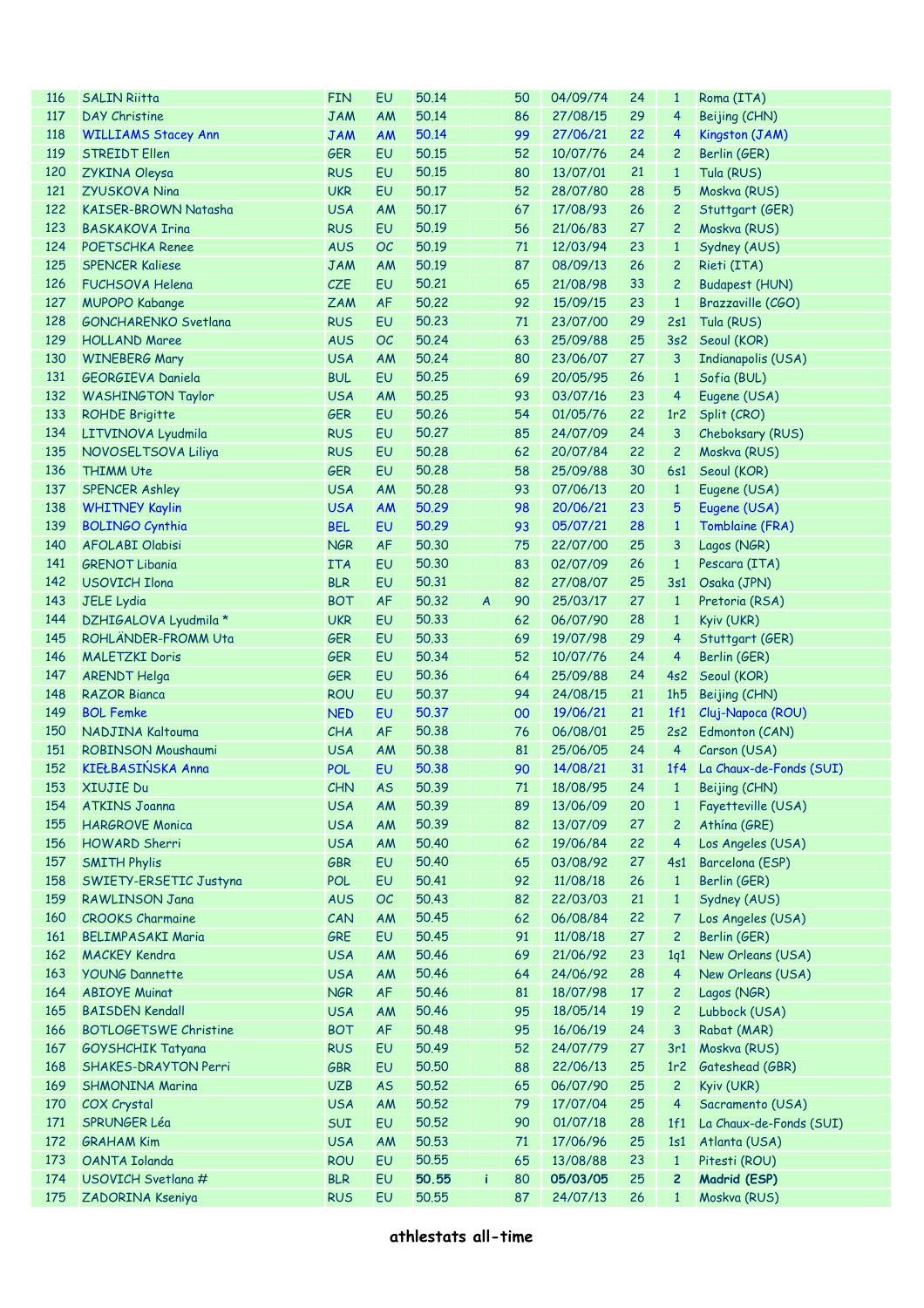| 116 | SALIN Riitta | FIN | EU | 50.14 | | 50 | 04/09/74 | 24 | 1 | Roma (ITA) |
|---|---|---|---|---|---|---|---|---|---|---|
| 117 | DAY Christine | JAM | AM | 50.14 | | 86 | 27/08/15 | 29 | 4 | Beijing (CHN) |
| 118 | WILLIAMS Stacey Ann | JAM | AM | 50.14 | | 99 | 27/06/21 | 22 | 4 | Kingston (JAM) |
| 119 | STREIDT Ellen | GER | EU | 50.15 | | 52 | 10/07/76 | 24 | 2 | Berlin (GER) |
| 120 | ZYKINA Oleysa | RUS | EU | 50.15 | | 80 | 13/07/01 | 21 | 1 | Tula (RUS) |
| 121 | ZYUSKOVA Nina | UKR | EU | 50.17 | | 52 | 28/07/80 | 28 | 5 | Moskva (RUS) |
| 122 | KAISER-BROWN Natasha | USA | AM | 50.17 | | 67 | 17/08/93 | 26 | 2 | Stuttgart (GER) |
| 123 | BASKAKOVA Irina | RUS | EU | 50.19 | | 56 | 21/06/83 | 27 | 2 | Moskva (RUS) |
| 124 | POETSCHKA Renee | AUS | OC | 50.19 | | 71 | 12/03/94 | 23 | 1 | Sydney (AUS) |
| 125 | SPENCER Kaliese | JAM | AM | 50.19 | | 87 | 08/09/13 | 26 | 2 | Rieti (ITA) |
| 126 | FUCHSOVA Helena | CZE | EU | 50.21 | | 65 | 21/08/98 | 33 | 2 | Budapest (HUN) |
| 127 | MUPOPO Kabange | ZAM | AF | 50.22 | | 92 | 15/09/15 | 23 | 1 | Brazzaville (CGO) |
| 128 | GONCHARENKO Svetlana | RUS | EU | 50.23 | | 71 | 23/07/00 | 29 | 2s1 | Tula (RUS) |
| 129 | HOLLAND Maree | AUS | OC | 50.24 | | 63 | 25/09/88 | 25 | 3s2 | Seoul (KOR) |
| 130 | WINEBERG Mary | USA | AM | 50.24 | | 80 | 23/06/07 | 27 | 3 | Indianapolis (USA) |
| 131 | GEORGIEVA Daniela | BUL | EU | 50.25 | | 69 | 20/05/95 | 26 | 1 | Sofia (BUL) |
| 132 | WASHINGTON Taylor | USA | AM | 50.25 | | 93 | 03/07/16 | 23 | 4 | Eugene (USA) |
| 133 | ROHDE Brigitte | GER | EU | 50.26 | | 54 | 01/05/76 | 22 | 1r2 | Split (CRO) |
| 134 | LITVINOVA Lyudmila | RUS | EU | 50.27 | | 85 | 24/07/09 | 24 | 3 | Cheboksary (RUS) |
| 135 | NOVOSELTSOVA Liliya | RUS | EU | 50.28 | | 62 | 20/07/84 | 22 | 2 | Moskva (RUS) |
| 136 | THIMM Ute | GER | EU | 50.28 | | 58 | 25/09/88 | 30 | 6s1 | Seoul (KOR) |
| 137 | SPENCER Ashley | USA | AM | 50.28 | | 93 | 07/06/13 | 20 | 1 | Eugene (USA) |
| 138 | WHITNEY Kaylin | USA | AM | 50.29 | | 98 | 20/06/21 | 23 | 5 | Eugene (USA) |
| 139 | BOLINGO Cynthia | BEL | EU | 50.29 | | 93 | 05/07/21 | 28 | 1 | Tomblaine (FRA) |
| 140 | AFOLABI Olabisi | NGR | AF | 50.30 | | 75 | 22/07/00 | 25 | 3 | Lagos (NGR) |
| 141 | GRENOT Libania | ITA | EU | 50.30 | | 83 | 02/07/09 | 26 | 1 | Pescara (ITA) |
| 142 | USOVICH Ilona | BLR | EU | 50.31 | | 82 | 27/08/07 | 25 | 3s1 | Osaka (JPN) |
| 143 | JELE Lydia | BOT | AF | 50.32 | A | 90 | 25/03/17 | 27 | 1 | Pretoria (RSA) |
| 144 | DZHIGALOVA Lyudmila * | UKR | EU | 50.33 | | 62 | 06/07/90 | 28 | 1 | Kyiv (UKR) |
| 145 | ROHLÄNDER-FROMM Uta | GER | EU | 50.33 | | 69 | 19/07/98 | 29 | 4 | Stuttgart (GER) |
| 146 | MALETZKI Doris | GER | EU | 50.34 | | 52 | 10/07/76 | 24 | 4 | Berlin (GER) |
| 147 | ARENDT Helga | GER | EU | 50.36 | | 64 | 25/09/88 | 24 | 4s2 | Seoul (KOR) |
| 148 | RAZOR Bianca | ROU | EU | 50.37 | | 94 | 24/08/15 | 21 | 1h5 | Beijing (CHN) |
| 149 | BOL Femke | NED | EU | 50.37 | | 00 | 19/06/21 | 21 | 1f1 | Cluj-Napoca (ROU) |
| 150 | NADJINA Kaltouma | CHA | AF | 50.38 | | 76 | 06/08/01 | 25 | 2s2 | Edmonton (CAN) |
| 151 | ROBINSON Moushaumi | USA | AM | 50.38 | | 81 | 25/06/05 | 24 | 4 | Carson (USA) |
| 152 | KIEŁBASIŃSKA Anna | POL | EU | 50.38 | | 90 | 14/08/21 | 31 | 1f4 | La Chaux-de-Fonds (SUI) |
| 153 | XIUJIE Du | CHN | AS | 50.39 | | 71 | 18/08/95 | 24 | 1 | Beijing (CHN) |
| 154 | ATKINS Joanna | USA | AM | 50.39 | | 89 | 13/06/09 | 20 | 1 | Fayetteville (USA) |
| 155 | HARGROVE Monica | USA | AM | 50.39 | | 82 | 13/07/09 | 27 | 2 | Athína (GRE) |
| 156 | HOWARD Sherri | USA | AM | 50.40 | | 62 | 19/06/84 | 22 | 4 | Los Angeles (USA) |
| 157 | SMITH Phylis | GBR | EU | 50.40 | | 65 | 03/08/92 | 27 | 4s1 | Barcelona (ESP) |
| 158 | SWIETY-ERSETIC Justyna | POL | EU | 50.41 | | 92 | 11/08/18 | 26 | 1 | Berlin (GER) |
| 159 | RAWLINSON Jana | AUS | OC | 50.43 | | 82 | 22/03/03 | 21 | 1 | Sydney (AUS) |
| 160 | CROOKS Charmaine | CAN | AM | 50.45 | | 62 | 06/08/84 | 22 | 7 | Los Angeles (USA) |
| 161 | BELIMPASAKI Maria | GRE | EU | 50.45 | | 91 | 11/08/18 | 27 | 2 | Berlin (GER) |
| 162 | MACKEY Kendra | USA | AM | 50.46 | | 69 | 21/06/92 | 23 | 1q1 | New Orleans (USA) |
| 163 | YOUNG Dannette | USA | AM | 50.46 | | 64 | 24/06/92 | 28 | 4 | New Orleans (USA) |
| 164 | ABIOYE Muinat | NGR | AF | 50.46 | | 81 | 18/07/98 | 17 | 2 | Lagos (NGR) |
| 165 | BAISDEN Kendall | USA | AM | 50.46 | | 95 | 18/05/14 | 19 | 2 | Lubbock (USA) |
| 166 | BOTLOGETSWE Christine | BOT | AF | 50.48 | | 95 | 16/06/19 | 24 | 3 | Rabat (MAR) |
| 167 | GOYSHCHIK Tatyana | RUS | EU | 50.49 | | 52 | 24/07/79 | 27 | 3r1 | Moskva (RUS) |
| 168 | SHAKES-DRAYTON Perri | GBR | EU | 50.50 | | 88 | 22/06/13 | 25 | 1r2 | Gateshead (GBR) |
| 169 | SHMONINA Marina | UZB | AS | 50.52 | | 65 | 06/07/90 | 25 | 2 | Kyiv (UKR) |
| 170 | COX Crystal | USA | AM | 50.52 | | 79 | 17/07/04 | 25 | 4 | Sacramento (USA) |
| 171 | SPRUNGER Léa | SUI | EU | 50.52 | | 90 | 01/07/18 | 28 | 1f1 | La Chaux-de-Fonds (SUI) |
| 172 | GRAHAM Kim | USA | AM | 50.53 | | 71 | 17/06/96 | 25 | 1s1 | Atlanta (USA) |
| 173 | OANTA Iolanda | ROU | EU | 50.55 | | 65 | 13/08/88 | 23 | 1 | Pitesti (ROU) |
| 174 | USOVICH Svetlana # | BLR | EU | **50.55** | **i** | 80 | **05/03/05** | 25 | **2** | **Madrid (ESP)** |
| 175 | ZADORINA Kseniya | RUS | EU | 50.55 | | 87 | 24/07/13 | 26 | 1 | Moskva (RUS) |

**athlestats all-time**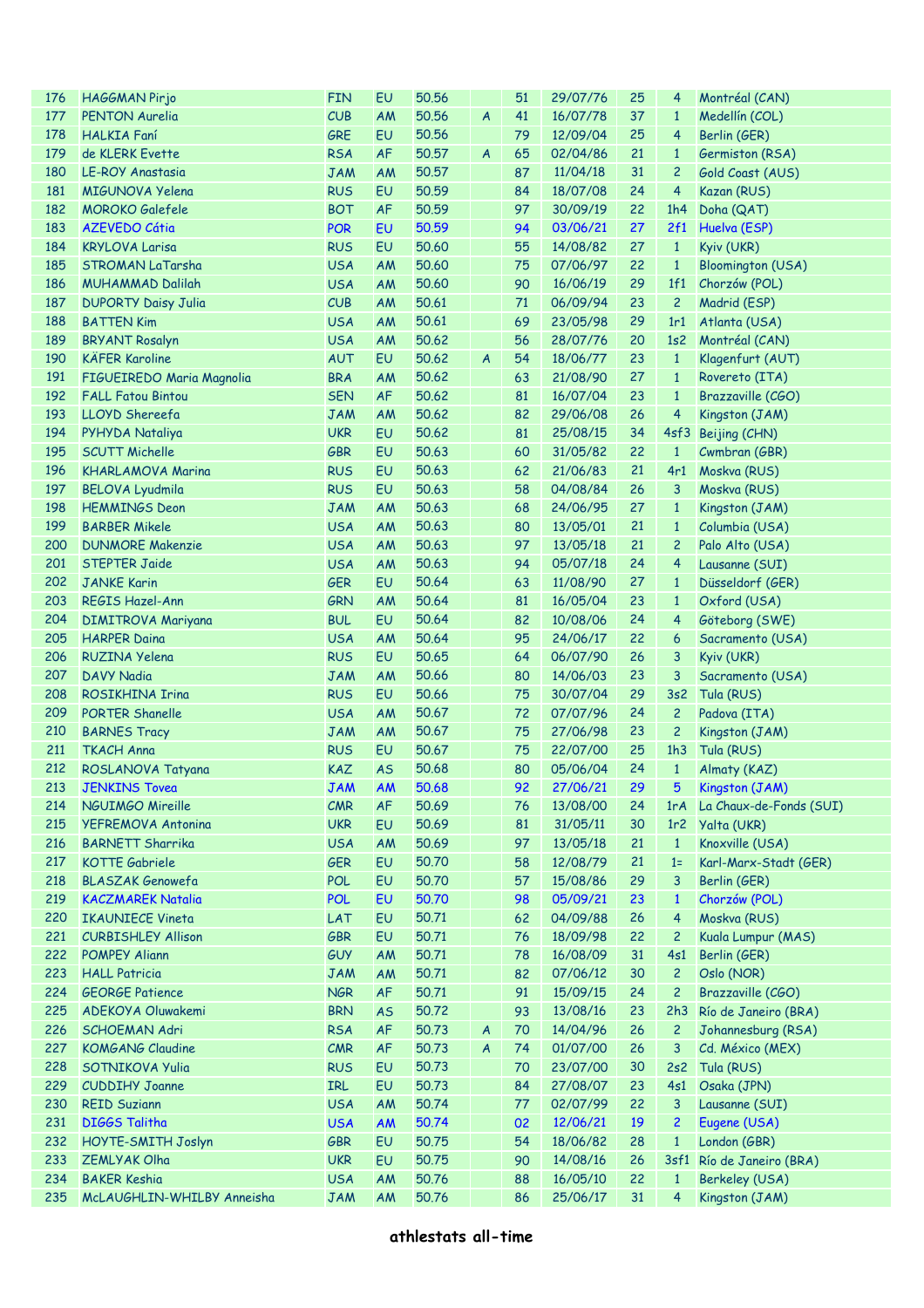| 176 | HAGGMAN Pirjo | FIN | EU | 50.56 | | 51 | 29/07/76 | 25 | 4 | Montréal (CAN) |
|---|---|---|---|---|---|---|---|---|---|---|
| 177 | PENTON Aurelia | CUB | AM | 50.56 | A | 41 | 16/07/78 | 37 | 1 | Medellín (COL) |
| 178 | HALKIA Faní | GRE | EU | 50.56 | | 79 | 12/09/04 | 25 | 4 | Berlin (GER) |
| 179 | de KLERK Evette | RSA | AF | 50.57 | A | 65 | 02/04/86 | 21 | 1 | Germiston (RSA) |
| 180 | LE-ROY Anastasia | JAM | AM | 50.57 | | 87 | 11/04/18 | 31 | 2 | Gold Coast (AUS) |
| 181 | MIGUNOVA Yelena | RUS | EU | 50.59 | | 84 | 18/07/08 | 24 | 4 | Kazan (RUS) |
| 182 | MOROKO Galefele | BOT | AF | 50.59 | | 97 | 30/09/19 | 22 | 1h4 | Doha (QAT) |
| 183 | AZEVEDO Cátia | POR | EU | 50.59 | | 94 | 03/06/21 | 27 | 2f1 | Huelva (ESP) |
| 184 | KRYLOVA Larisa | RUS | EU | 50.60 | | 55 | 14/08/82 | 27 | 1 | Kyiv (UKR) |
| 185 | STROMAN LaTarsha | USA | AM | 50.60 | | 75 | 07/06/97 | 22 | 1 | Bloomington (USA) |
| 186 | MUHAMMAD Dalilah | USA | AM | 50.60 | | 90 | 16/06/19 | 29 | 1f1 | Chorzów (POL) |
| 187 | DUPORTY Daisy Julia | CUB | AM | 50.61 | | 71 | 06/09/94 | 23 | 2 | Madrid (ESP) |
| 188 | BATTEN Kim | USA | AM | 50.61 | | 69 | 23/05/98 | 29 | 1r1 | Atlanta (USA) |
| 189 | BRYANT Rosalyn | USA | AM | 50.62 | | 56 | 28/07/76 | 20 | 1s2 | Montréal (CAN) |
| 190 | KÄFER Karoline | AUT | EU | 50.62 | A | 54 | 18/06/77 | 23 | 1 | Klagenfurt (AUT) |
| 191 | FIGUEIREDO Maria Magnolia | BRA | AM | 50.62 | | 63 | 21/08/90 | 27 | 1 | Rovereto (ITA) |
| 192 | FALL Fatou Bintou | SEN | AF | 50.62 | | 81 | 16/07/04 | 23 | 1 | Brazzaville (CGO) |
| 193 | LLOYD Shereefa | JAM | AM | 50.62 | | 82 | 29/06/08 | 26 | 4 | Kingston (JAM) |
| 194 | PYHYDA Nataliya | UKR | EU | 50.62 | | 81 | 25/08/15 | 34 | 4sf3 | Beijing (CHN) |
| 195 | SCUTT Michelle | GBR | EU | 50.63 | | 60 | 31/05/82 | 22 | 1 | Cwmbran (GBR) |
| 196 | KHARLAMOVA Marina | RUS | EU | 50.63 | | 62 | 21/06/83 | 21 | 4r1 | Moskva (RUS) |
| 197 | BELOVA Lyudmila | RUS | EU | 50.63 | | 58 | 04/08/84 | 26 | 3 | Moskva (RUS) |
| 198 | HEMMINGS Deon | JAM | AM | 50.63 | | 68 | 24/06/95 | 27 | 1 | Kingston (JAM) |
| 199 | BARBER Mikele | USA | AM | 50.63 | | 80 | 13/05/01 | 21 | 1 | Columbia (USA) |
| 200 | DUNMORE Makenzie | USA | AM | 50.63 | | 97 | 13/05/18 | 21 | 2 | Palo Alto (USA) |
| 201 | STEPTER Jaide | USA | AM | 50.63 | | 94 | 05/07/18 | 24 | 4 | Lausanne (SUI) |
| 202 | JANKE Karin | GER | EU | 50.64 | | 63 | 11/08/90 | 27 | 1 | Düsseldorf (GER) |
| 203 | REGIS Hazel-Ann | GRN | AM | 50.64 | | 81 | 16/05/04 | 23 | 1 | Oxford (USA) |
| 204 | DIMITROVA Mariyana | BUL | EU | 50.64 | | 82 | 10/08/06 | 24 | 4 | Göteborg (SWE) |
| 205 | HARPER Daina | USA | AM | 50.64 | | 95 | 24/06/17 | 22 | 6 | Sacramento (USA) |
| 206 | RUZINA Yelena | RUS | EU | 50.65 | | 64 | 06/07/90 | 26 | 3 | Kyiv (UKR) |
| 207 | DAVY Nadia | JAM | AM | 50.66 | | 80 | 14/06/03 | 23 | 3 | Sacramento (USA) |
| 208 | ROSIKHINA Irina | RUS | EU | 50.66 | | 75 | 30/07/04 | 29 | 3s2 | Tula (RUS) |
| 209 | PORTER Shanelle | USA | AM | 50.67 | | 72 | 07/07/96 | 24 | 2 | Padova (ITA) |
| 210 | BARNES Tracy | JAM | AM | 50.67 | | 75 | 27/06/98 | 23 | 2 | Kingston (JAM) |
| 211 | TKACH Anna | RUS | EU | 50.67 | | 75 | 22/07/00 | 25 | 1h3 | Tula (RUS) |
| 212 | ROSLANOVA Tatyana | KAZ | AS | 50.68 | | 80 | 05/06/04 | 24 | 1 | Almaty (KAZ) |
| 213 | JENKINS Tovea | JAM | AM | 50.68 | | 92 | 27/06/21 | 29 | 5 | Kingston (JAM) |
| 214 | NGUIMGO Mireille | CMR | AF | 50.69 | | 76 | 13/08/00 | 24 | 1rA | La Chaux-de-Fonds (SUI) |
| 215 | YEFREMOVA Antonina | UKR | EU | 50.69 | | 81 | 31/05/11 | 30 | 1r2 | Yalta (UKR) |
| 216 | BARNETT Sharrika | USA | AM | 50.69 | | 97 | 13/05/18 | 21 | 1 | Knoxville (USA) |
| 217 | KOTTE Gabriele | GER | EU | 50.70 | | 58 | 12/08/79 | 21 | 1= | Karl-Marx-Stadt (GER) |
| 218 | BLASZAK Genowefa | POL | EU | 50.70 | | 57 | 15/08/86 | 29 | 3 | Berlin (GER) |
| 219 | KACZMAREK Natalia | POL | EU | 50.70 | | 98 | 05/09/21 | 23 | 1 | Chorzów (POL) |
| 220 | IKAUNIECE Vineta | LAT | EU | 50.71 | | 62 | 04/09/88 | 26 | 4 | Moskva (RUS) |
| 221 | CURBISHLEY Allison | GBR | EU | 50.71 | | 76 | 18/09/98 | 22 | 2 | Kuala Lumpur (MAS) |
| 222 | POMPEY Aliann | GUY | AM | 50.71 | | 78 | 16/08/09 | 31 | 4s1 | Berlin (GER) |
| 223 | HALL Patricia | JAM | AM | 50.71 | | 82 | 07/06/12 | 30 | 2 | Oslo (NOR) |
| 224 | GEORGE Patience | NGR | AF | 50.71 | | 91 | 15/09/15 | 24 | 2 | Brazzaville (CGO) |
| 225 | ADEKOYA Oluwakemi | BRN | AS | 50.72 | | 93 | 13/08/16 | 23 | 2h3 | Río de Janeiro (BRA) |
| 226 | SCHOEMAN Adri | RSA | AF | 50.73 | A | 70 | 14/04/96 | 26 | 2 | Johannesburg (RSA) |
| 227 | KOMGANG Claudine | CMR | AF | 50.73 | A | 74 | 01/07/00 | 26 | 3 | Cd. México (MEX) |
| 228 | SOTNIKOVA Yulia | RUS | EU | 50.73 | | 70 | 23/07/00 | 30 | 2s2 | Tula (RUS) |
| 229 | CUDDIHY Joanne | IRL | EU | 50.73 | | 84 | 27/08/07 | 23 | 4s1 | Osaka (JPN) |
| 230 | REID Suziann | USA | AM | 50.74 | | 77 | 02/07/99 | 22 | 3 | Lausanne (SUI) |
| 231 | DIGGS Talitha | USA | AM | 50.74 | | 02 | 12/06/21 | 19 | 2 | Eugene (USA) |
| 232 | HOYTE-SMITH Joslyn | GBR | EU | 50.75 | | 54 | 18/06/82 | 28 | 1 | London (GBR) |
| 233 | ZEMLYAK Olha | UKR | EU | 50.75 | | 90 | 14/08/16 | 26 | 3sf1 | Río de Janeiro (BRA) |
| 234 | BAKER Keshia | USA | AM | 50.76 | | 88 | 16/05/10 | 22 | 1 | Berkeley (USA) |
| 235 | McLAUGHLIN-WHILBY Anneisha | JAM | AM | 50.76 | | 86 | 25/06/17 | 31 | 4 | Kingston (JAM) |

athlestats all-time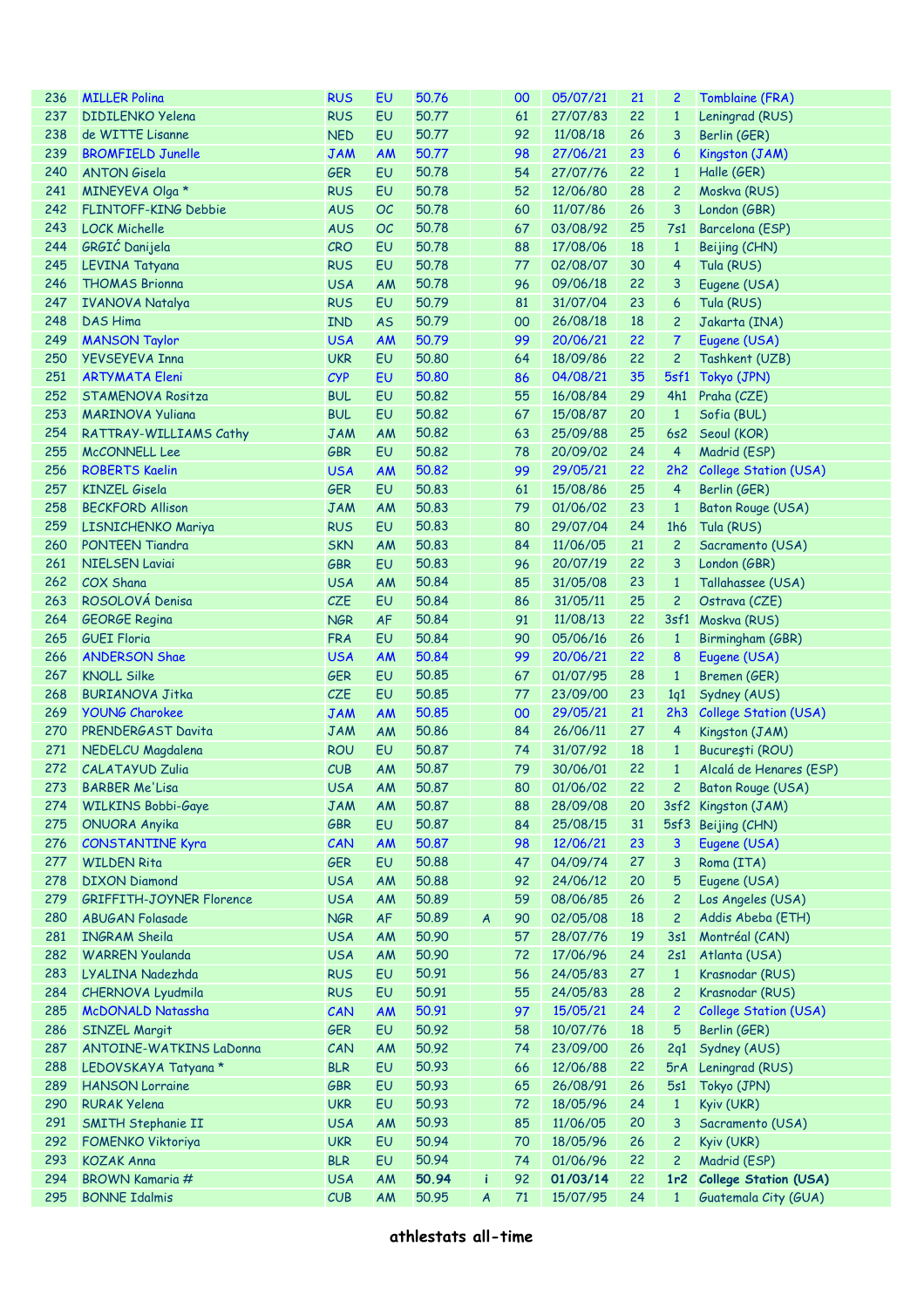| | | | | | | | | | | |
|---|---|---|---|---|---|---|---|---|---|---|
| 236 | MILLER Polina | RUS | EU | 50.76 | | 00 | 05/07/21 | 21 | 2 | Tomblaine (FRA) |
| 237 | DIDILENKO Yelena | RUS | EU | 50.77 | | 61 | 27/07/83 | 22 | 1 | Leningrad (RUS) |
| 238 | de WITTE Lisanne | NED | EU | 50.77 | | 92 | 11/08/18 | 26 | 3 | Berlin (GER) |
| 239 | BROMFIELD Junelle | JAM | AM | 50.77 | | 98 | 27/06/21 | 23 | 6 | Kingston (JAM) |
| 240 | ANTON Gisela | GER | EU | 50.78 | | 54 | 27/07/76 | 22 | 1 | Halle (GER) |
| 241 | MINEYEVA Olga * | RUS | EU | 50.78 | | 52 | 12/06/80 | 28 | 2 | Moskva (RUS) |
| 242 | FLINTOFF-KING Debbie | AUS | OC | 50.78 | | 60 | 11/07/86 | 26 | 3 | London (GBR) |
| 243 | LOCK Michelle | AUS | OC | 50.78 | | 67 | 03/08/92 | 25 | 7s1 | Barcelona (ESP) |
| 244 | GRGIĆ Danijela | CRO | EU | 50.78 | | 88 | 17/08/06 | 18 | 1 | Beijing (CHN) |
| 245 | LEVINA Tatyana | RUS | EU | 50.78 | | 77 | 02/08/07 | 30 | 4 | Tula (RUS) |
| 246 | THOMAS Brionna | USA | AM | 50.78 | | 96 | 09/06/18 | 22 | 3 | Eugene (USA) |
| 247 | IVANOVA Natalya | RUS | EU | 50.79 | | 81 | 31/07/04 | 23 | 6 | Tula (RUS) |
| 248 | DAS Hima | IND | AS | 50.79 | | 00 | 26/08/18 | 18 | 2 | Jakarta (INA) |
| 249 | MANSON Taylor | USA | AM | 50.79 | | 99 | 20/06/21 | 22 | 7 | Eugene (USA) |
| 250 | YEVSEYEVA Inna | UKR | EU | 50.80 | | 64 | 18/09/86 | 22 | 2 | Tashkent (UZB) |
| 251 | ARTYMATA Eleni | CYP | EU | 50.80 | | 86 | 04/08/21 | 35 | 5sf1 | Tokyo (JPN) |
| 252 | STAMENOVA Rositza | BUL | EU | 50.82 | | 55 | 16/08/84 | 29 | 4h1 | Praha (CZE) |
| 253 | MARINOVA Yuliana | BUL | EU | 50.82 | | 67 | 15/08/87 | 20 | 1 | Sofia (BUL) |
| 254 | RATTRAY-WILLIAMS Cathy | JAM | AM | 50.82 | | 63 | 25/09/88 | 25 | 6s2 | Seoul (KOR) |
| 255 | McCONNELL Lee | GBR | EU | 50.82 | | 78 | 20/09/02 | 24 | 4 | Madrid (ESP) |
| 256 | ROBERTS Kaelin | USA | AM | 50.82 | | 99 | 29/05/21 | 22 | 2h2 | College Station (USA) |
| 257 | KINZEL Gisela | GER | EU | 50.83 | | 61 | 15/08/86 | 25 | 4 | Berlin (GER) |
| 258 | BECKFORD Allison | JAM | AM | 50.83 | | 79 | 01/06/02 | 23 | 1 | Baton Rouge (USA) |
| 259 | LISNICHENKO Mariya | RUS | EU | 50.83 | | 80 | 29/07/04 | 24 | 1h6 | Tula (RUS) |
| 260 | PONTEEN Tiandra | SKN | AM | 50.83 | | 84 | 11/06/05 | 21 | 2 | Sacramento (USA) |
| 261 | NIELSEN Laviai | GBR | EU | 50.83 | | 96 | 20/07/19 | 22 | 3 | London (GBR) |
| 262 | COX Shana | USA | AM | 50.84 | | 85 | 31/05/08 | 23 | 1 | Tallahassee (USA) |
| 263 | ROSOLOVÁ Denisa | CZE | EU | 50.84 | | 86 | 31/05/11 | 25 | 2 | Ostrava (CZE) |
| 264 | GEORGE Regina | NGR | AF | 50.84 | | 91 | 11/08/13 | 22 | 3sf1 | Moskva (RUS) |
| 265 | GUEI Floria | FRA | EU | 50.84 | | 90 | 05/06/16 | 26 | 1 | Birmingham (GBR) |
| 266 | ANDERSON Shae | USA | AM | 50.84 | | 99 | 20/06/21 | 22 | 8 | Eugene (USA) |
| 267 | KNOLL Silke | GER | EU | 50.85 | | 67 | 01/07/95 | 28 | 1 | Bremen (GER) |
| 268 | BURIANOVA Jitka | CZE | EU | 50.85 | | 77 | 23/09/00 | 23 | 1q1 | Sydney (AUS) |
| 269 | YOUNG Charokee | JAM | AM | 50.85 | | 00 | 29/05/21 | 21 | 2h3 | College Station (USA) |
| 270 | PRENDERGAST Davita | JAM | AM | 50.86 | | 84 | 26/06/11 | 27 | 4 | Kingston (JAM) |
| 271 | NEDELCU Magdalena | ROU | EU | 50.87 | | 74 | 31/07/92 | 18 | 1 | Bucureşti (ROU) |
| 272 | CALATAYUD Zulia | CUB | AM | 50.87 | | 79 | 30/06/01 | 22 | 1 | Alcalá de Henares (ESP) |
| 273 | BARBER Me'Lisa | USA | AM | 50.87 | | 80 | 01/06/02 | 22 | 2 | Baton Rouge (USA) |
| 274 | WILKINS Bobbi-Gaye | JAM | AM | 50.87 | | 88 | 28/09/08 | 20 | 3sf2 | Kingston (JAM) |
| 275 | ONUORA Anyika | GBR | EU | 50.87 | | 84 | 25/08/15 | 31 | 5sf3 | Beijing (CHN) |
| 276 | CONSTANTINE Kyra | CAN | AM | 50.87 | | 98 | 12/06/21 | 23 | 3 | Eugene (USA) |
| 277 | WILDEN Rita | GER | EU | 50.88 | | 47 | 04/09/74 | 27 | 3 | Roma (ITA) |
| 278 | DIXON Diamond | USA | AM | 50.88 | | 92 | 24/06/12 | 20 | 5 | Eugene (USA) |
| 279 | GRIFFITH-JOYNER Florence | USA | AM | 50.89 | | 59 | 08/06/85 | 26 | 2 | Los Angeles (USA) |
| 280 | ABUGAN Folasade | NGR | AF | 50.89 | A | 90 | 02/05/08 | 18 | 2 | Addis Abeba (ETH) |
| 281 | INGRAM Sheila | USA | AM | 50.90 | | 57 | 28/07/76 | 19 | 3s1 | Montréal (CAN) |
| 282 | WARREN Youlanda | USA | AM | 50.90 | | 72 | 17/06/96 | 24 | 2s1 | Atlanta (USA) |
| 283 | LYALINA Nadezhda | RUS | EU | 50.91 | | 56 | 24/05/83 | 27 | 1 | Krasnodar (RUS) |
| 284 | CHERNOVA Lyudmila | RUS | EU | 50.91 | | 55 | 24/05/83 | 28 | 2 | Krasnodar (RUS) |
| 285 | McDONALD Natassha | CAN | AM | 50.91 | | 97 | 15/05/21 | 24 | 2 | College Station (USA) |
| 286 | SINZEL Margit | GER | EU | 50.92 | | 58 | 10/07/76 | 18 | 5 | Berlin (GER) |
| 287 | ANTOINE-WATKINS LaDonna | CAN | AM | 50.92 | | 74 | 23/09/00 | 26 | 2q1 | Sydney (AUS) |
| 288 | LEDOVSKAYA Tatyana * | BLR | EU | 50.93 | | 66 | 12/06/88 | 22 | 5rA | Leningrad (RUS) |
| 289 | HANSON Lorraine | GBR | EU | 50.93 | | 65 | 26/08/91 | 26 | 5s1 | Tokyo (JPN) |
| 290 | RURAK Yelena | UKR | EU | 50.93 | | 72 | 18/05/96 | 24 | 1 | Kyiv (UKR) |
| 291 | SMITH Stephanie II | USA | AM | 50.93 | | 85 | 11/06/05 | 20 | 3 | Sacramento (USA) |
| 292 | FOMENKO Viktoriya | UKR | EU | 50.94 | | 70 | 18/05/96 | 26 | 2 | Kyiv (UKR) |
| 293 | KOZAK Anna | BLR | EU | 50.94 | | 74 | 01/06/96 | 22 | 2 | Madrid (ESP) |
| 294 | BROWN Kamaria # | USA | AM | **50.94** | i | 92 | **01/03/14** | 22 | **1r2** | **College Station (USA)** |
| 295 | BONNE Idalmis | CUB | AM | 50.95 | A | 71 | 15/07/95 | 24 | 1 | Guatemala City (GUA) |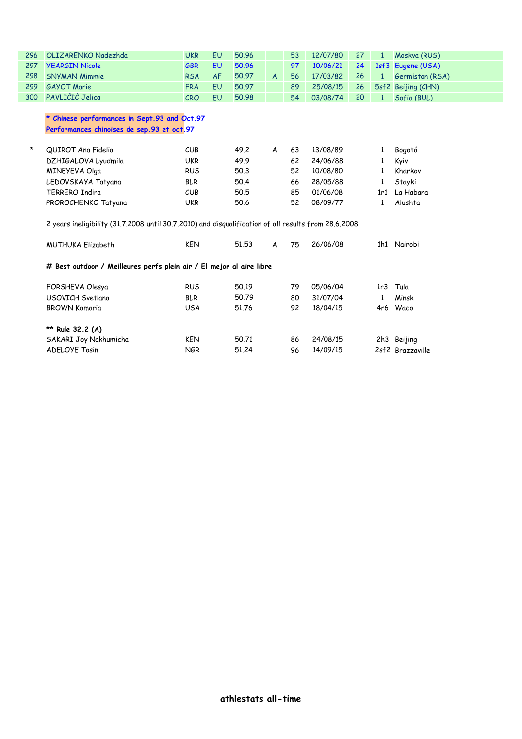| | | | | | | | | | | |
|---|---|---|---|---|---|---|---|---|---|---|
| 296 | OLIZARENKO Nadezhda | UKR | EU | 50.96 | | 53 | 12/07/80 | 27 | 1 | Moskva (RUS) |
| 297 | YEARGIN Nicole | GBR | EU | 50.96 | | 97 | 10/06/21 | 24 | 1sf3 | Eugene (USA) |
| 298 | SNYMAN Mimmie | RSA | AF | 50.97 | A | 56 | 17/03/82 | 26 | 1 | Germiston (RSA) |
| 299 | GAYOT Marie | FRA | EU | 50.97 | | 89 | 25/08/15 | 26 | 5sf2 | Beijing (CHN) |
| 300 | PAVLIČIĆ Jelica | CRO | EU | 50.98 | | 54 | 03/08/74 | 20 | 1 | Sofia (BUL) |

**\* Chinese performances in Sept.93 and Oct.97**
**Performances chinoises de sep.93 et oct.97**

| | | | | | | | | |
|---|---|---|---|---|---|---|---|---|
| * | QUIROT Ana Fidelia | CUB | 49.2 | A | 63 | 13/08/89 | 1 | Bogotá |
| | DZHIGALOVA Lyudmila | UKR | 49.9 | | 62 | 24/06/88 | 1 | Kyiv |
| | MINEYEVA Olga | RUS | 50.3 | | 52 | 10/08/80 | 1 | Kharkov |
| | LEDOVSKAYA Tatyana | BLR | 50.4 | | 66 | 28/05/88 | 1 | Stayki |
| | TERRERO Indira | CUB | 50.5 | | 85 | 01/06/08 | 1r1 | La Habana |
| | PROROCHENKO Tatyana | UKR | 50.6 | | 52 | 08/09/77 | 1 | Alushta |

2 years ineligibility (31.7.2008 until 30.7.2010) and disqualification of all results from 28.6.2008

| | | | | | | | |
|---|---|---|---|---|---|---|---|
| MUTHUKA Elizabeth | KEN | 51.53 | A | 75 | 26/06/08 | 1h1 | Nairobi |

**# Best outdoor / Meilleures perfs plein air / El mejor al aire libre**

| | | | | | | |
|---|---|---|---|---|---|---|
| FORSHEVA Olesya | RUS | 50.19 | 79 | 05/06/04 | 1r3 | Tula |
| USOVICH Svetlana | BLR | 50.79 | 80 | 31/07/04 | 1 | Minsk |
| BROWN Kamaria | USA | 51.76 | 92 | 18/04/15 | 4r6 | Waco |

**** Rule 32.2 (A)**

| | | | | | | |
|---|---|---|---|---|---|---|
| SAKARI Joy Nakhumicha | KEN | 50.71 | 86 | 24/08/15 | 2h3 | Beijing |
| ADELOYE Tosin | NGR | 51.24 | 96 | 14/09/15 | 2sf2 | Brazzaville |